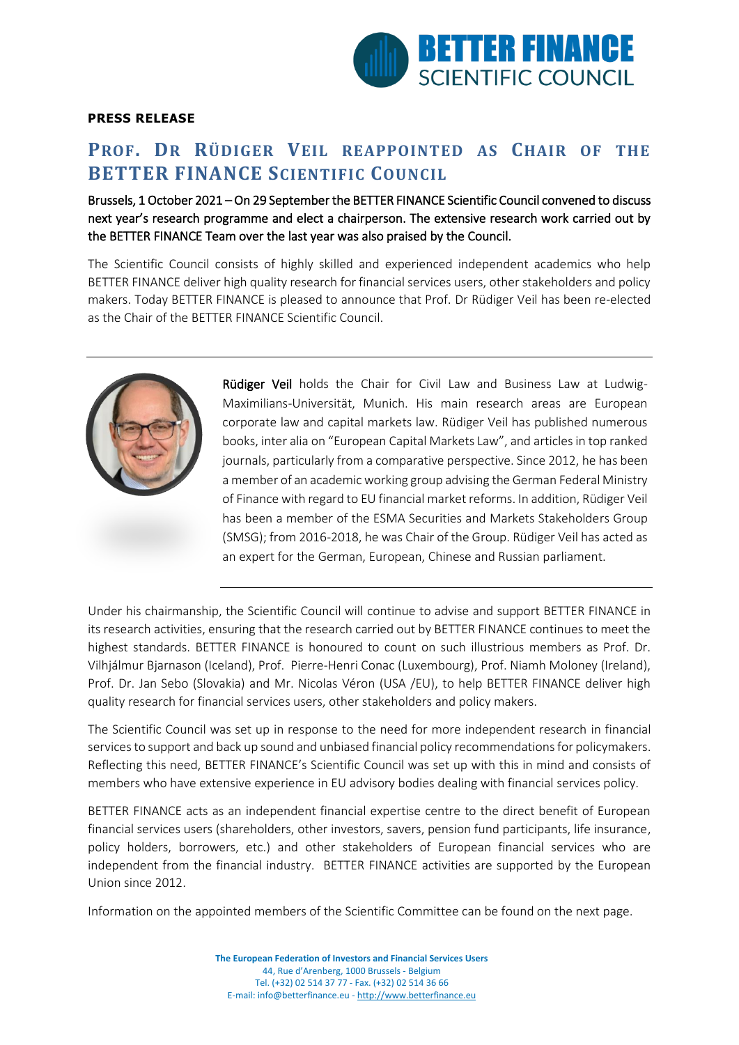**PRESS RELEASE**

# PROF. DR RÜDIGER VEIL REAPPOINTED AS CHAIR OF THE BETTER FINANCE SCIENTIFIC COUNCIL

Brussels, 1 October 2021 – On 29 September the BETTER FINANCE Scientific Council convened to discuss next year's research programme and elect a chairperson. The extensive research work carried out by the BETTER FINANCE Team over the last year was also praised by the Council.

The Scientific Council consists of highly skilled and experienced independent academics who help BETTER FINANCE deliver high quality research for financial services users, other stakeholders and policy makers. Today BETTER FINANCE is pleased to announce that Prof. Dr Rüdiger Veil has been re-elected as the Chair of the BETTER FINANCE Scientific Council.

---

**Rüdiger Veil** holds the Chair for Civil Law and Business Law at Ludwig-Maximilians-Universität, Munich. His main research areas are European corporate law and capital markets law. Rüdiger Veil has published numerous books, inter alia on "European Capital Markets Law", and articles in top ranked journals, particularly from a comparative perspective. Since 2012, he has been a member of an academic working group advising the German Federal Ministry of Finance with regard to EU financial market reforms. In addition, Rüdiger Veil has been a member of the ESMA Securities and Markets Stakeholders Group (SMSG); from 2016-2018, he was Chair of the Group. Rüdiger Veil has acted as an expert for the German, European, Chinese and Russian parliament.

---

Under his chairmanship, the Scientific Council will continue to advise and support BETTER FINANCE in its research activities, ensuring that the research carried out by BETTER FINANCE continues to meet the highest standards. BETTER FINANCE is honoured to count on such illustrious members as Prof. Dr. Vilhjálmur Bjarnason (Iceland), Prof. Pierre-Henri Conac (Luxembourg), Prof. Niamh Moloney (Ireland), Prof. Dr. Jan Sebo (Slovakia) and Mr. Nicolas Véron (USA /EU), to help BETTER FINANCE deliver high quality research for financial services users, other stakeholders and policy makers.

The Scientific Council was set up in response to the need for more independent research in financial services to support and back up sound and unbiased financial policy recommendations for policymakers. Reflecting this need, BETTER FINANCE's Scientific Council was set up with this in mind and consists of members who have extensive experience in EU advisory bodies dealing with financial services policy.

BETTER FINANCE acts as an independent financial expertise centre to the direct benefit of European financial services users (shareholders, other investors, savers, pension fund participants, life insurance, policy holders, borrowers, etc.) and other stakeholders of European financial services who are independent from the financial industry. BETTER FINANCE activities are supported by the European Union since 2012.

Information on the appointed members of the Scientific Committee can be found on the next page.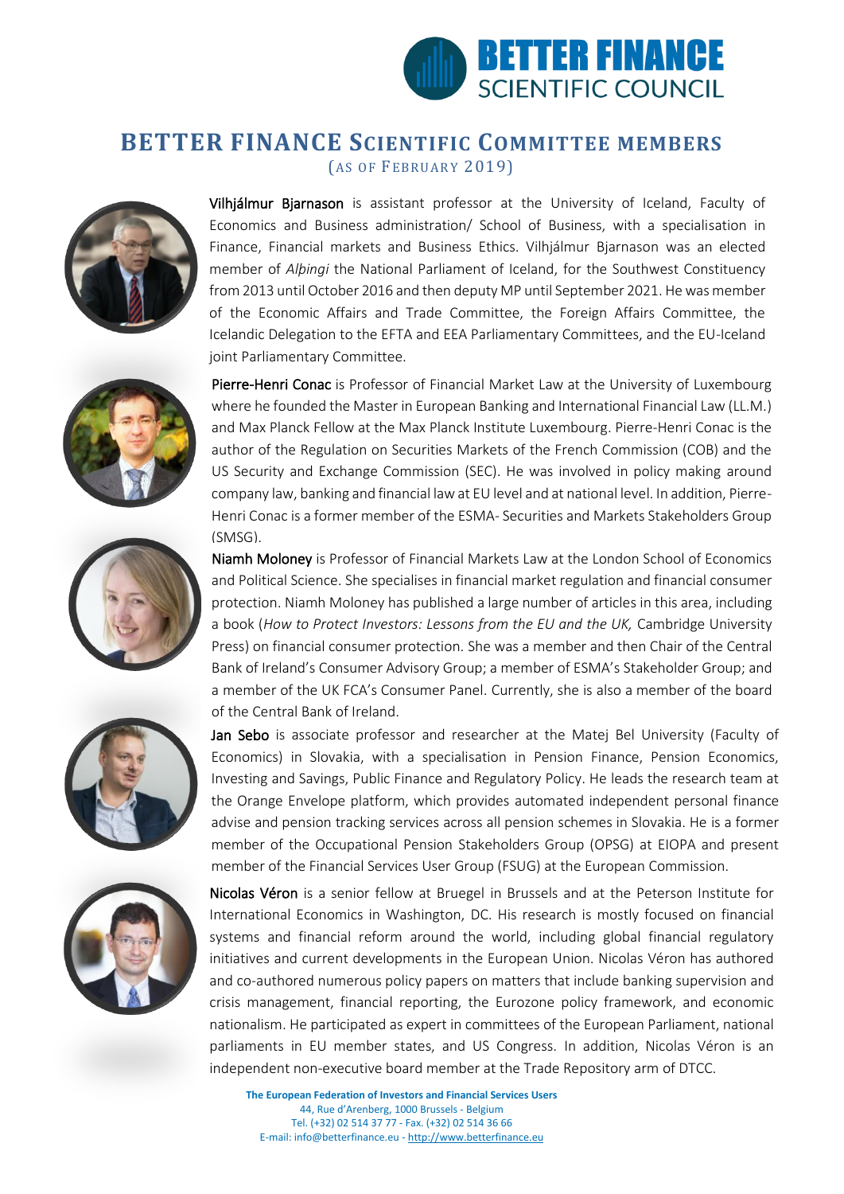BETTER FINANCE
SCIENTIFIC COUNCIL

# BETTER FINANCE SCIENTIFIC COMMITTEE MEMBERS

(AS OF FEBRUARY 2019)

**Vilhjálmur Bjarnason** is assistant professor at the University of Iceland, Faculty of Economics and Business administration/ School of Business, with a specialisation in Finance, Financial markets and Business Ethics. Vilhjálmur Bjarnason was an elected member of *Alþingi* the National Parliament of Iceland, for the Southwest Constituency from 2013 until October 2016 and then deputy MP until September 2021. He was member of the Economic Affairs and Trade Committee, the Foreign Affairs Committee, the Icelandic Delegation to the EFTA and EEA Parliamentary Committees, and the EU-Iceland joint Parliamentary Committee.

**Pierre-Henri Conac** is Professor of Financial Market Law at the University of Luxembourg where he founded the Master in European Banking and International Financial Law (LL.M.) and Max Planck Fellow at the Max Planck Institute Luxembourg. Pierre-Henri Conac is the author of the Regulation on Securities Markets of the French Commission (COB) and the US Security and Exchange Commission (SEC). He was involved in policy making around company law, banking and financial law at EU level and at national level. In addition, Pierre-Henri Conac is a former member of the ESMA- Securities and Markets Stakeholders Group (SMSG).

**Niamh Moloney** is Professor of Financial Markets Law at the London School of Economics and Political Science. She specialises in financial market regulation and financial consumer protection. Niamh Moloney has published a large number of articles in this area, including a book (*How to Protect Investors: Lessons from the EU and the UK,* Cambridge University Press) on financial consumer protection. She was a member and then Chair of the Central Bank of Ireland's Consumer Advisory Group; a member of ESMA's Stakeholder Group; and a member of the UK FCA's Consumer Panel. Currently, she is also a member of the board of the Central Bank of Ireland.

**Jan Sebo** is associate professor and researcher at the Matej Bel University (Faculty of Economics) in Slovakia, with a specialisation in Pension Finance, Pension Economics, Investing and Savings, Public Finance and Regulatory Policy. He leads the research team at the Orange Envelope platform, which provides automated independent personal finance advise and pension tracking services across all pension schemes in Slovakia. He is a former member of the Occupational Pension Stakeholders Group (OPSG) at EIOPA and present member of the Financial Services User Group (FSUG) at the European Commission.

**Nicolas Véron** is a senior fellow at Bruegel in Brussels and at the Peterson Institute for International Economics in Washington, DC. His research is mostly focused on financial systems and financial reform around the world, including global financial regulatory initiatives and current developments in the European Union. Nicolas Véron has authored and co-authored numerous policy papers on matters that include banking supervision and crisis management, financial reporting, the Eurozone policy framework, and economic nationalism. He participated as expert in committees of the European Parliament, national parliaments in EU member states, and US Congress. In addition, Nicolas Véron is an independent non-executive board member at the Trade Repository arm of DTCC.

**The European Federation of Investors and Financial Services Users**
44, Rue d'Arenberg, 1000 Brussels - Belgium
Tel. (+32) 02 514 37 77 - Fax. (+32) 02 514 36 66
E-mail: info@betterfinance.eu - http://www.betterfinance.eu